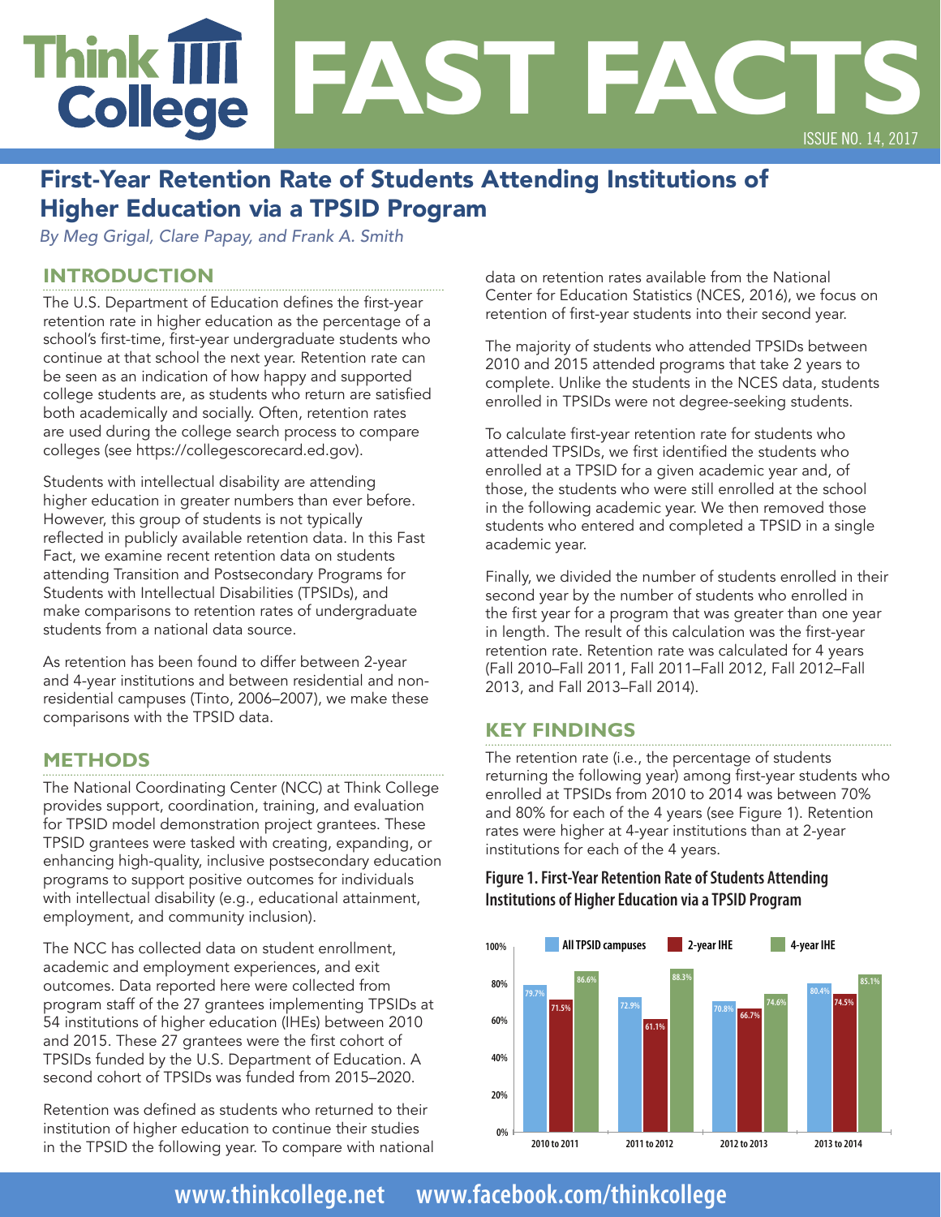# Think College FAST FACTS

ISSUE NO. 14, 2017

## First-Year Retention Rate of Students Attending Institutions of Higher Education via a TPSID Program

*By Meg Grigal, Clare Papay, and Frank A. Smith*

### INTRODUCTION

The U.S. Department of Education defines the first-year retention rate in higher education as the percentage of a school's first-time, first-year undergraduate students who continue at that school the next year. Retention rate can be seen as an indication of how happy and supported college students are, as students who return are satisfied both academically and socially. Often, retention rates are used during the college search process to compare colleges (see https://collegescorecard.ed.gov).

Students with intellectual disability are attending higher education in greater numbers than ever before. However, this group of students is not typically reflected in publicly available retention data. In this Fast Fact, we examine recent retention data on students attending Transition and Postsecondary Programs for Students with Intellectual Disabilities (TPSIDs), and make comparisons to retention rates of undergraduate students from a national data source.

As retention has been found to differ between 2-year and 4-year institutions and between residential and non-residential campuses (Tinto, 2006–2007), we make these comparisons with the TPSID data.

### METHODS

The National Coordinating Center (NCC) at Think College provides support, coordination, training, and evaluation for TPSID model demonstration project grantees. These TPSID grantees were tasked with creating, expanding, or enhancing high-quality, inclusive postsecondary education programs to support positive outcomes for individuals with intellectual disability (e.g., educational attainment, employment, and community inclusion).

The NCC has collected data on student enrollment, academic and employment experiences, and exit outcomes. Data reported here were collected from program staff of the 27 grantees implementing TPSIDs at 54 institutions of higher education (IHEs) between 2010 and 2015. These 27 grantees were the first cohort of TPSIDs funded by the U.S. Department of Education. A second cohort of TPSIDs was funded from 2015–2020.

Retention was defined as students who returned to their institution of higher education to continue their studies in the TPSID the following year. To compare with national data on retention rates available from the National Center for Education Statistics (NCES, 2016), we focus on retention of first-year students into their second year.

The majority of students who attended TPSIDs between 2010 and 2015 attended programs that take 2 years to complete. Unlike the students in the NCES data, students enrolled in TPSIDs were not degree-seeking students.

To calculate first-year retention rate for students who attended TPSIDs, we first identified the students who enrolled at a TPSID for a given academic year and, of those, the students who were still enrolled at the school in the following academic year. We then removed those students who entered and completed a TPSID in a single academic year.

Finally, we divided the number of students enrolled in their second year by the number of students who enrolled in the first year for a program that was greater than one year in length. The result of this calculation was the first-year retention rate. Retention rate was calculated for 4 years (Fall 2010–Fall 2011, Fall 2011–Fall 2012, Fall 2012–Fall 2013, and Fall 2013–Fall 2014).

### KEY FINDINGS

The retention rate (i.e., the percentage of students returning the following year) among first-year students who enrolled at TPSIDs from 2010 to 2014 was between 70% and 80% for each of the 4 years (see Figure 1). Retention rates were higher at 4-year institutions than at 2-year institutions for each of the 4 years.

**Figure 1. First-Year Retention Rate of Students Attending Institutions of Higher Education via a TPSID Program**

| | All TPSID campuses | 2-year IHE | 4-year IHE |
|---|---|---|---|
| 2010 to 2011 | 79.7% | 71.5% | 86.6% |
| 2011 to 2012 | 72.9% | 61.1% | 88.3% |
| 2012 to 2013 | 70.8% | 66.7% | 74.6% |
| 2013 to 2014 | 80.4% | 74.5% | 85.1% |

www.thinkcollege.net www.facebook.com/thinkcollege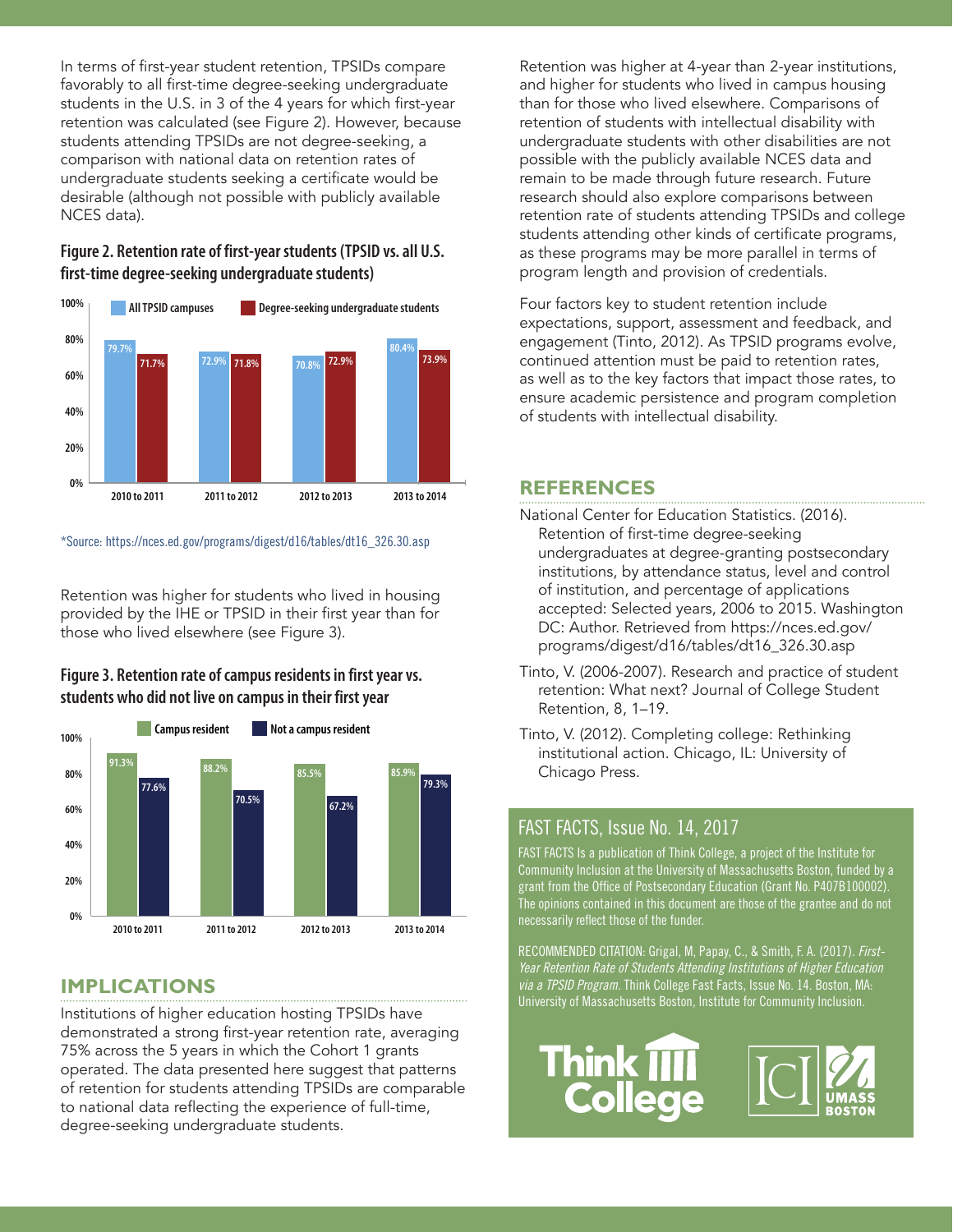In terms of first-year student retention, TPSIDs compare favorably to all first-time degree-seeking undergraduate students in the U.S. in 3 of the 4 years for which first-year retention was calculated (see Figure 2). However, because students attending TPSIDs are not degree-seeking, a comparison with national data on retention rates of undergraduate students seeking a certificate would be desirable (although not possible with publicly available NCES data).

**Figure 2. Retention rate of first-year students (TPSID vs. all U.S. first-time degree-seeking undergraduate students)**

All TPSID campuses
Degree-seeking undergraduate students

100%
80%
60%
40%
20%
0%

79.7%
71.7%
72.9%
71.8%
70.8%
72.9%
80.4%
73.9%

2010 to 2011
2011 to 2012
2012 to 2013
2013 to 2014

*Source: https://nces.ed.gov/programs/digest/d16/tables/dt16_326.30.asp

Retention was higher for students who lived in housing provided by the IHE or TPSID in their first year than for those who lived elsewhere (see Figure 3).

**Figure 3. Retention rate of campus residents in first year vs. students who did not live on campus in their first year**

Campus resident
Not a campus resident

100%
80%
60%
40%
20%
0%

91.3%
77.6%
88.2%
70.5%
85.5%
67.2%
85.9%
79.3%

2010 to 2011
2011 to 2012
2012 to 2013
2013 to 2014

## IMPLICATIONS

Institutions of higher education hosting TPSIDs have demonstrated a strong first-year retention rate, averaging 75% across the 5 years in which the Cohort 1 grants operated. The data presented here suggest that patterns of retention for students attending TPSIDs are comparable to national data reflecting the experience of full-time, degree-seeking undergraduate students.

Retention was higher at 4-year than 2-year institutions, and higher for students who lived in campus housing than for those who lived elsewhere. Comparisons of retention of students with intellectual disability with undergraduate students with other disabilities are not possible with the publicly available NCES data and remain to be made through future research. Future research should also explore comparisons between retention rate of students attending TPSIDs and college students attending other kinds of certificate programs, as these programs may be more parallel in terms of program length and provision of credentials.

Four factors key to student retention include expectations, support, assessment and feedback, and engagement (Tinto, 2012). As TPSID programs evolve, continued attention must be paid to retention rates, as well as to the key factors that impact those rates, to ensure academic persistence and program completion of students with intellectual disability.

## REFERENCES

National Center for Education Statistics. (2016). Retention of first-time degree-seeking undergraduates at degree-granting postsecondary institutions, by attendance status, level and control of institution, and percentage of applications accepted: Selected years, 2006 to 2015. Washington DC: Author. Retrieved from https://nces.ed.gov/programs/digest/d16/tables/dt16_326.30.asp

Tinto, V. (2006-2007). Research and practice of student retention: What next? Journal of College Student Retention, 8, 1–19.

Tinto, V. (2012). Completing college: Rethinking institutional action. Chicago, IL: University of Chicago Press.

## FAST FACTS, Issue No. 14, 2017

FAST FACTS Is a publication of Think College, a project of the Institute for Community Inclusion at the University of Massachusetts Boston, funded by a grant from the Office of Postsecondary Education (Grant No. P407B100002). The opinions contained in this document are those of the grantee and do not necessarily reflect those of the funder.

RECOMMENDED CITATION: Grigal, M, Papay, C., & Smith, F. A. (2017). *First-Year Retention Rate of Students Attending Institutions of Higher Education via a TPSID Program.* Think College Fast Facts, Issue No. 14. Boston, MA: University of Massachusetts Boston, Institute for Community Inclusion.

Think College
ICI UMASS BOSTON